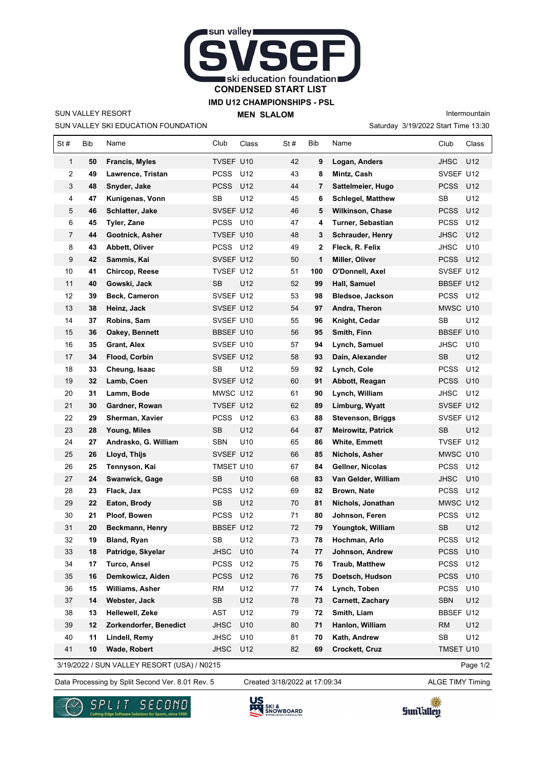# CONDENSED START LIST

## IMD U12 CHAMPIONSHIPS - PSL

### MEN SLALOM

SUN VALLEY RESORT

SUN VALLEY SKI EDUCATION FOUNDATION

Intermountain

Saturday 3/19/2022 Start Time 13:30

| St # | Bib | Name | Club | Class | St # | Bib | Name | Club | Class |
|---|---|---|---|---|---|---|---|---|---|
| 1 | **50** | **Francis, Myles** | TVSEF | U10 | 42 | **9** | **Logan, Anders** | JHSC | U12 |
| 2 | **49** | **Lawrence, Tristan** | PCSS | U12 | 43 | **8** | **Mintz, Cash** | SVSEF | U12 |
| 3 | **48** | **Snyder, Jake** | PCSS | U12 | 44 | **7** | **Sattelmeier, Hugo** | PCSS | U12 |
| 4 | **47** | **Kunigenas, Vonn** | SB | U12 | 45 | **6** | **Schlegel, Matthew** | SB | U12 |
| 5 | **46** | **Schlatter, Jake** | SVSEF | U12 | 46 | **5** | **Wilkinson, Chase** | PCSS | U12 |
| 6 | **45** | **Tyler, Zane** | PCSS | U10 | 47 | **4** | **Turner, Sebastian** | PCSS | U12 |
| 7 | **44** | **Gootnick, Asher** | TVSEF | U10 | 48 | **3** | **Schrauder, Henry** | JHSC | U12 |
| 8 | **43** | **Abbett, Oliver** | PCSS | U12 | 49 | **2** | **Fleck, R. Felix** | JHSC | U10 |
| 9 | **42** | **Sammis, Kai** | SVSEF | U12 | 50 | **1** | **Miller, Oliver** | PCSS | U12 |
| 10 | **41** | **Chircop, Reese** | TVSEF | U12 | 51 | **100** | **O'Donnell, Axel** | SVSEF | U12 |
| 11 | **40** | **Gowski, Jack** | SB | U12 | 52 | **99** | **Hall, Samuel** | BBSEF | U12 |
| 12 | **39** | **Beck, Cameron** | SVSEF | U12 | 53 | **98** | **Bledsoe, Jackson** | PCSS | U12 |
| 13 | **38** | **Heinz, Jack** | SVSEF | U12 | 54 | **97** | **Andra, Theron** | MWSC | U10 |
| 14 | **37** | **Robins, Sam** | SVSEF | U10 | 55 | **96** | **Knight, Cedar** | SB | U12 |
| 15 | **36** | **Oakey, Bennett** | BBSEF | U10 | 56 | **95** | **Smith, Finn** | BBSEF | U10 |
| 16 | **35** | **Grant, Alex** | SVSEF | U10 | 57 | **94** | **Lynch, Samuel** | JHSC | U10 |
| 17 | **34** | **Flood, Corbin** | SVSEF | U12 | 58 | **93** | **Dain, Alexander** | SB | U12 |
| 18 | **33** | **Cheung, Isaac** | SB | U12 | 59 | **92** | **Lynch, Cole** | PCSS | U12 |
| 19 | **32** | **Lamb, Coen** | SVSEF | U12 | 60 | **91** | **Abbott, Reagan** | PCSS | U10 |
| 20 | **31** | **Lamm, Bode** | MWSC | U12 | 61 | **90** | **Lynch, William** | JHSC | U12 |
| 21 | **30** | **Gardner, Rowan** | TVSEF | U12 | 62 | **89** | **Limburg, Wyatt** | SVSEF | U12 |
| 22 | **29** | **Sherman, Xavier** | PCSS | U12 | 63 | **88** | **Stevenson, Briggs** | SVSEF | U12 |
| 23 | **28** | **Young, Miles** | SB | U12 | 64 | **87** | **Meirowitz, Patrick** | SB | U12 |
| 24 | **27** | **Andrasko, G. William** | SBN | U10 | 65 | **86** | **White, Emmett** | TVSEF | U12 |
| 25 | **26** | **Lloyd, Thijs** | SVSEF | U12 | 66 | **85** | **Nichols, Asher** | MWSC | U10 |
| 26 | **25** | **Tennyson, Kai** | TMSET | U10 | 67 | **84** | **Gellner, Nicolas** | PCSS | U12 |
| 27 | **24** | **Swanwick, Gage** | SB | U10 | 68 | **83** | **Van Gelder, William** | JHSC | U10 |
| 28 | **23** | **Flack, Jax** | PCSS | U12 | 69 | **82** | **Brown, Nate** | PCSS | U12 |
| 29 | **22** | **Eaton, Brody** | SB | U12 | 70 | **81** | **Nichols, Jonathan** | MWSC | U12 |
| 30 | **21** | **Ploof, Bowen** | PCSS | U12 | 71 | **80** | **Johnson, Feren** | PCSS | U12 |
| 31 | **20** | **Beckmann, Henry** | BBSEF | U12 | 72 | **79** | **Youngtok, William** | SB | U12 |
| 32 | **19** | **Bland, Ryan** | SB | U12 | 73 | **78** | **Hochman, Arlo** | PCSS | U12 |
| 33 | **18** | **Patridge, Skyelar** | JHSC | U10 | 74 | **77** | **Johnson, Andrew** | PCSS | U10 |
| 34 | **17** | **Turco, Ansel** | PCSS | U12 | 75 | **76** | **Traub, Matthew** | PCSS | U12 |
| 35 | **16** | **Demkowicz, Aiden** | PCSS | U12 | 76 | **75** | **Doetsch, Hudson** | PCSS | U10 |
| 36 | **15** | **Williams, Asher** | RM | U12 | 77 | **74** | **Lynch, Toben** | PCSS | U10 |
| 37 | **14** | **Webster, Jack** | SB | U12 | 78 | **73** | **Carnett, Zachary** | SBN | U12 |
| 38 | **13** | **Hellewell, Zeke** | AST | U12 | 79 | **72** | **Smith, Liam** | BBSEF | U12 |
| 39 | **12** | **Zorkendorfer, Benedict** | JHSC | U10 | 80 | **71** | **Hanlon, William** | RM | U12 |
| 40 | **11** | **Lindell, Remy** | JHSC | U10 | 81 | **70** | **Kath, Andrew** | SB | U12 |
| 41 | **10** | **Wade, Robert** | JHSC | U12 | 82 | **69** | **Crockett, Cruz** | TMSET | U10 |

3/19/2022 / SUN VALLEY RESORT (USA) / N0215

Data Processing by Split Second Ver. 8.01 Rev. 5 Created 3/18/2022 at 17:09:34 ALGE TIMY Timing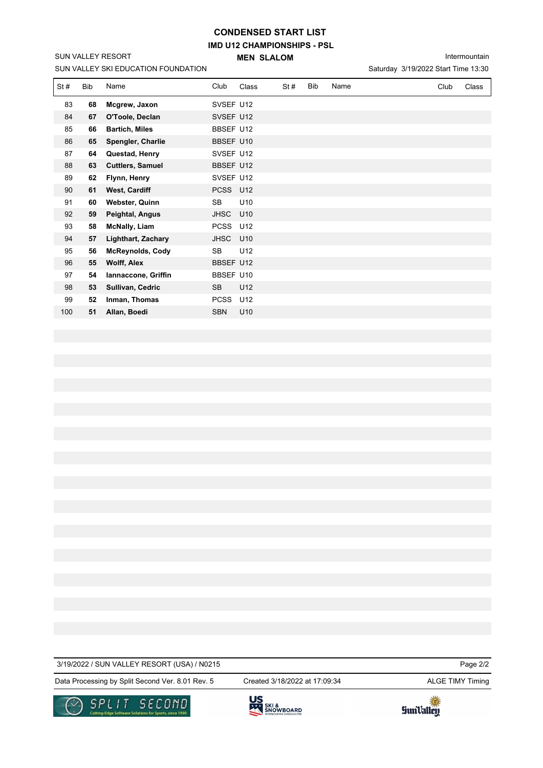# CONDENSED START LIST

## IMD U12 CHAMPIONSHIPS - PSL

SUN VALLEY RESORT

SUN VALLEY SKI EDUCATION FOUNDATION

**MEN SLALOM**

Intermountain

Saturday 3/19/2022 Start Time 13:30

| St # | Bib | Name | Club | Class |
|---|---|---|---|---|
| 83 | **68** | **Mcgrew, Jaxon** | SVSEF | U12 |
| 84 | **67** | **O'Toole, Declan** | SVSEF | U12 |
| 85 | **66** | **Bartich, Miles** | BBSEF | U12 |
| 86 | **65** | **Spengler, Charlie** | BBSEF | U10 |
| 87 | **64** | **Questad, Henry** | SVSEF | U12 |
| 88 | **63** | **Cuttlers, Samuel** | BBSEF | U12 |
| 89 | **62** | **Flynn, Henry** | SVSEF | U12 |
| 90 | **61** | **West, Cardiff** | PCSS | U12 |
| 91 | **60** | **Webster, Quinn** | SB | U10 |
| 92 | **59** | **Peightal, Angus** | JHSC | U10 |
| 93 | **58** | **McNally, Liam** | PCSS | U12 |
| 94 | **57** | **Lighthart, Zachary** | JHSC | U10 |
| 95 | **56** | **McReynolds, Cody** | SB | U12 |
| 96 | **55** | **Wolff, Alex** | BBSEF | U12 |
| 97 | **54** | **Iannaccone, Griffin** | BBSEF | U10 |
| 98 | **53** | **Sullivan, Cedric** | SB | U12 |
| 99 | **52** | **Inman, Thomas** | PCSS | U12 |
| 100 | **51** | **Allan, Boedi** | SBN | U10 |

3/19/2022 / SUN VALLEY RESORT (USA) / N0215

Data Processing by Split Second Ver. 8.01 Rev. 5    Created 3/18/2022 at 17:09:34    ALGE TIMY Timing